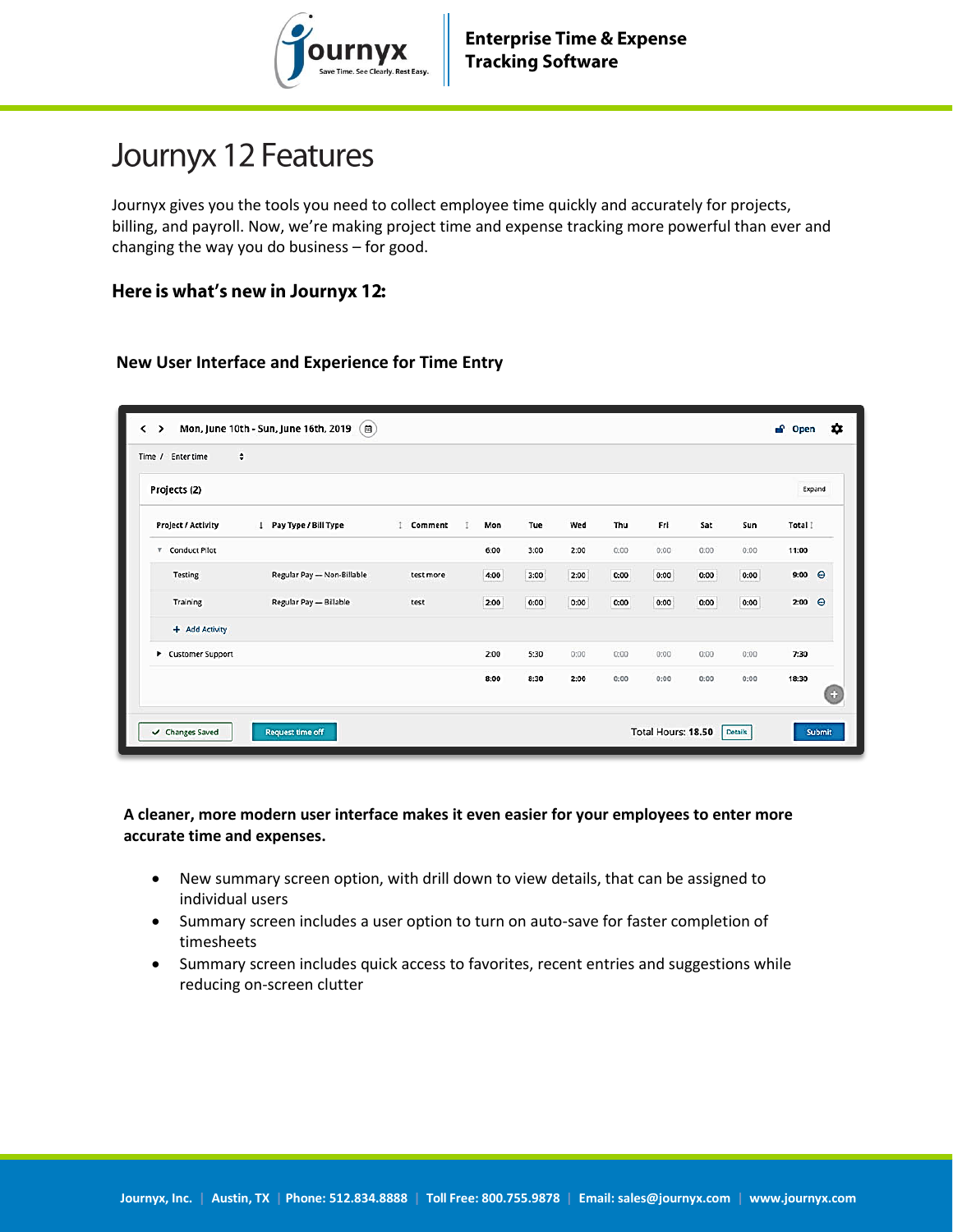# Journyx 12 Features

Journyx gives you the tools you need to collect employee time quickly and accurately for projects, billing, and payroll. Now, we're making project time and expense tracking more powerful than ever and changing the way you do business – for good.

### Here is what's new in Journyx 12:

### New User Interface and Experience for Time Entry

**A cleaner, more modern user interface makes it even easier for your employees to enter more accurate time and expenses.**

- New summary screen option, with drill down to view details, that can be assigned to individual users
- Summary screen includes a user option to turn on auto-save for faster completion of timesheets
- Summary screen includes quick access to favorites, recent entries and suggestions while reducing on-screen clutter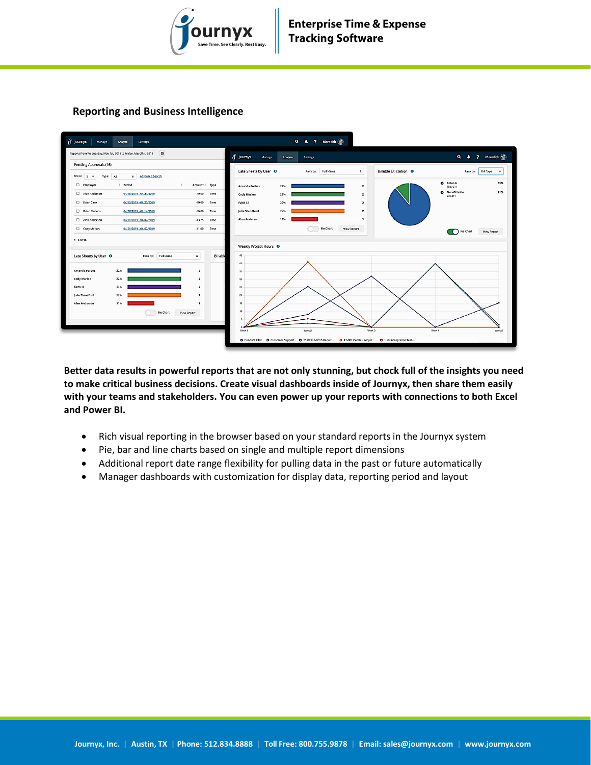## Reporting and Business Intelligence

**Better data results in powerful reports that are not only stunning, but chock full of the insights you need to make critical business decisions. Create visual dashboards inside of Journyx, then share them easily with your teams and stakeholders. You can even power up your reports with connections to both Excel and Power BI.**

- Rich visual reporting in the browser based on your standard reports in the Journyx system
- Pie, bar and line charts based on single and multiple report dimensions
- Additional report date range flexibility for pulling data in the past or future automatically
- Manager dashboards with customization for display data, reporting period and layout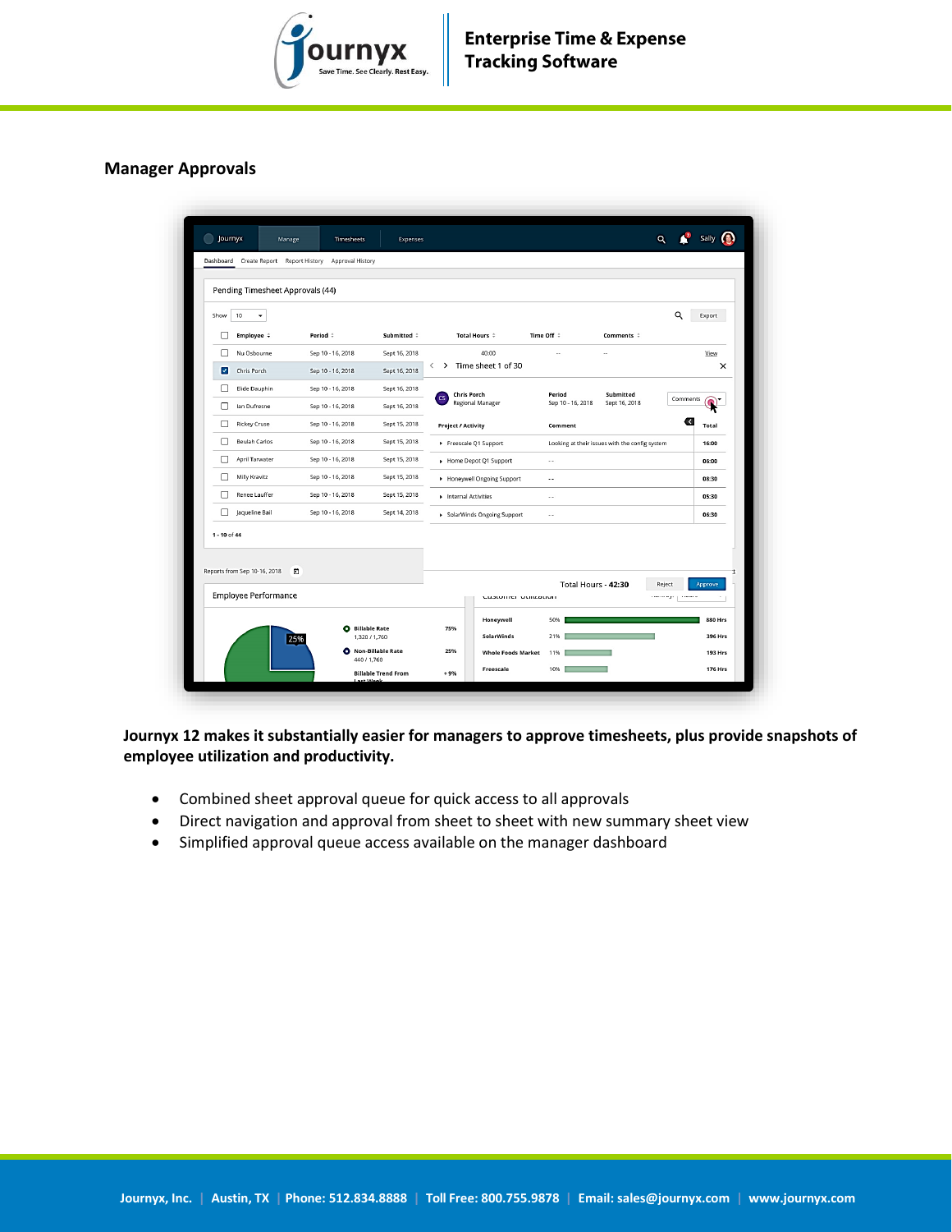## Manager Approvals

**Journyx 12 makes it substantially easier for managers to approve timesheets, plus provide snapshots of employee utilization and productivity.**

- Combined sheet approval queue for quick access to all approvals
- Direct navigation and approval from sheet to sheet with new summary sheet view
- Simplified approval queue access available on the manager dashboard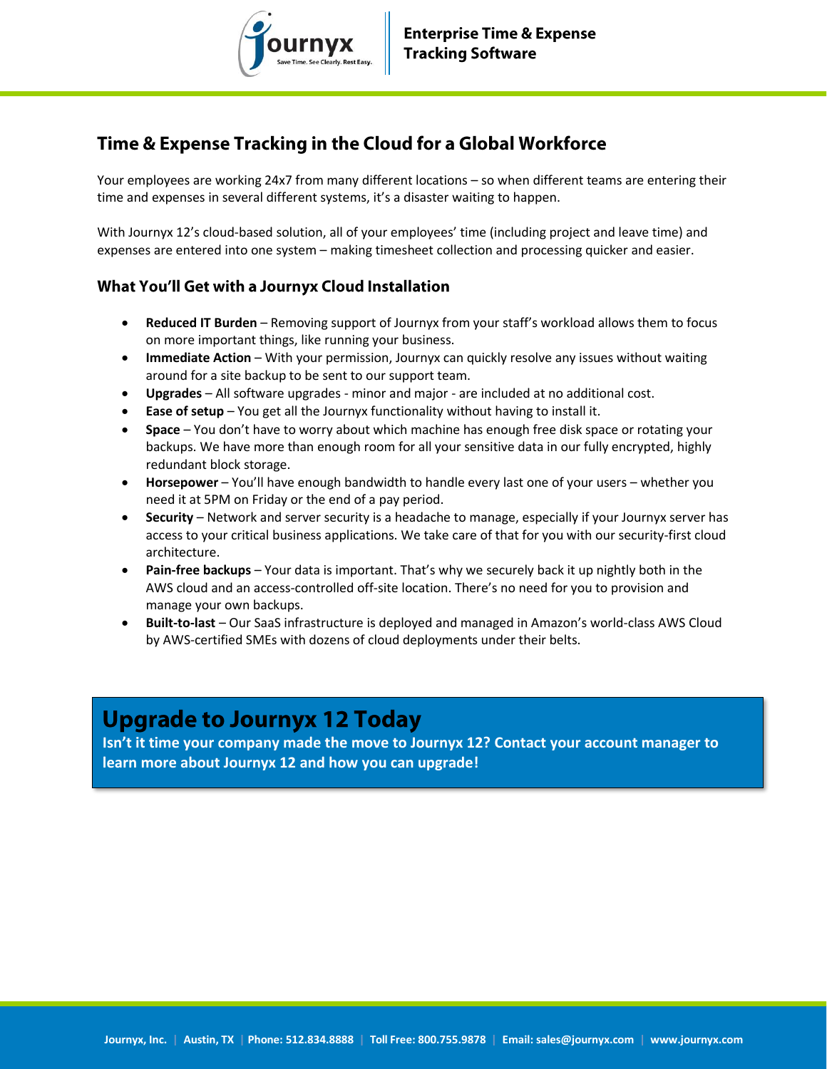## Time & Expense Tracking in the Cloud for a Global Workforce

Your employees are working 24x7 from many different locations – so when different teams are entering their time and expenses in several different systems, it's a disaster waiting to happen.

With Journyx 12's cloud-based solution, all of your employees' time (including project and leave time) and expenses are entered into one system – making timesheet collection and processing quicker and easier.

### What You'll Get with a Journyx Cloud Installation

- **Reduced IT Burden** – Removing support of Journyx from your staff's workload allows them to focus on more important things, like running your business.
- **Immediate Action** – With your permission, Journyx can quickly resolve any issues without waiting around for a site backup to be sent to our support team.
- **Upgrades** – All software upgrades - minor and major - are included at no additional cost.
- **Ease of setup** – You get all the Journyx functionality without having to install it.
- **Space** – You don't have to worry about which machine has enough free disk space or rotating your backups. We have more than enough room for all your sensitive data in our fully encrypted, highly redundant block storage.
- **Horsepower** – You'll have enough bandwidth to handle every last one of your users – whether you need it at 5PM on Friday or the end of a pay period.
- **Security** – Network and server security is a headache to manage, especially if your Journyx server has access to your critical business applications. We take care of that for you with our security-first cloud architecture.
- **Pain-free backups** – Your data is important. That's why we securely back it up nightly both in the AWS cloud and an access-controlled off-site location. There's no need for you to provision and manage your own backups.
- **Built-to-last** – Our SaaS infrastructure is deployed and managed in Amazon's world-class AWS Cloud by AWS-certified SMEs with dozens of cloud deployments under their belts.

## Upgrade to Journyx 12 Today

**Isn't it time your company made the move to Journyx 12? Contact your account manager to learn more about Journyx 12 and how you can upgrade!**